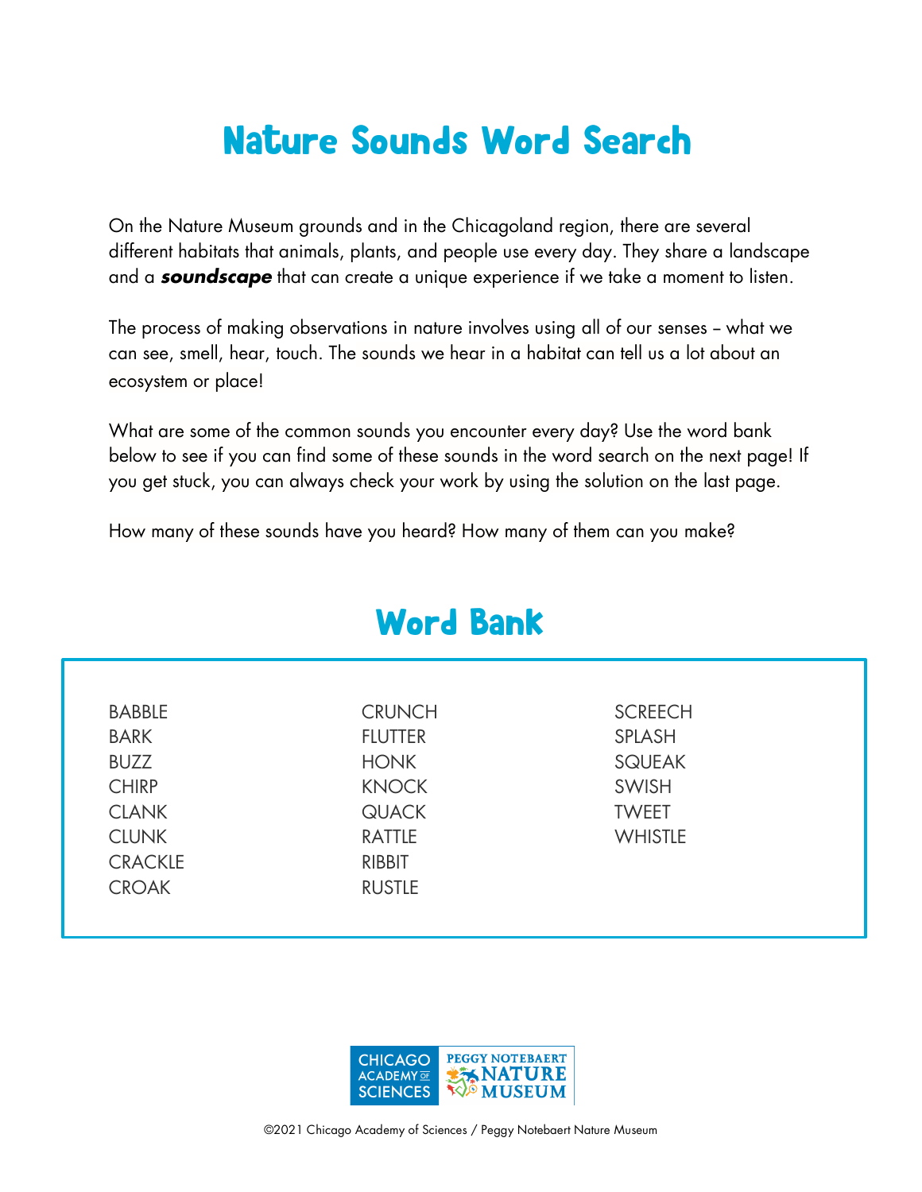# Nature Sounds Word Search

On the Nature Museum grounds and in the Chicagoland region, there are several different habitats that animals, plants, and people use every day. They share a landscape and a ***soundscape*** that can create a unique experience if we take a moment to listen.

The process of making observations in nature involves using all of our senses – what we can see, smell, hear, touch. The sounds we hear in a habitat can tell us a lot about an ecosystem or place!

What are some of the common sounds you encounter every day? Use the word bank below to see if you can find some of these sounds in the word search on the next page! If you get stuck, you can always check your work by using the solution on the last page.

How many of these sounds have you heard? How many of them can you make?

## Word Bank

BABBLE
BARK
BUZZ
CHIRP
CLANK
CLUNK
CRACKLE
CROAK
CRUNCH
FLUTTER
HONK
KNOCK
QUACK
RATTLE
RIBBIT
RUSTLE
SCREECH
SPLASH
SQUEAK
SWISH
TWEET
WHISTLE

CHICAGO ACADEMY OF SCIENCES | PEGGY NOTEBAERT NATURE MUSEUM

©2021 Chicago Academy of Sciences / Peggy Notebaert Nature Museum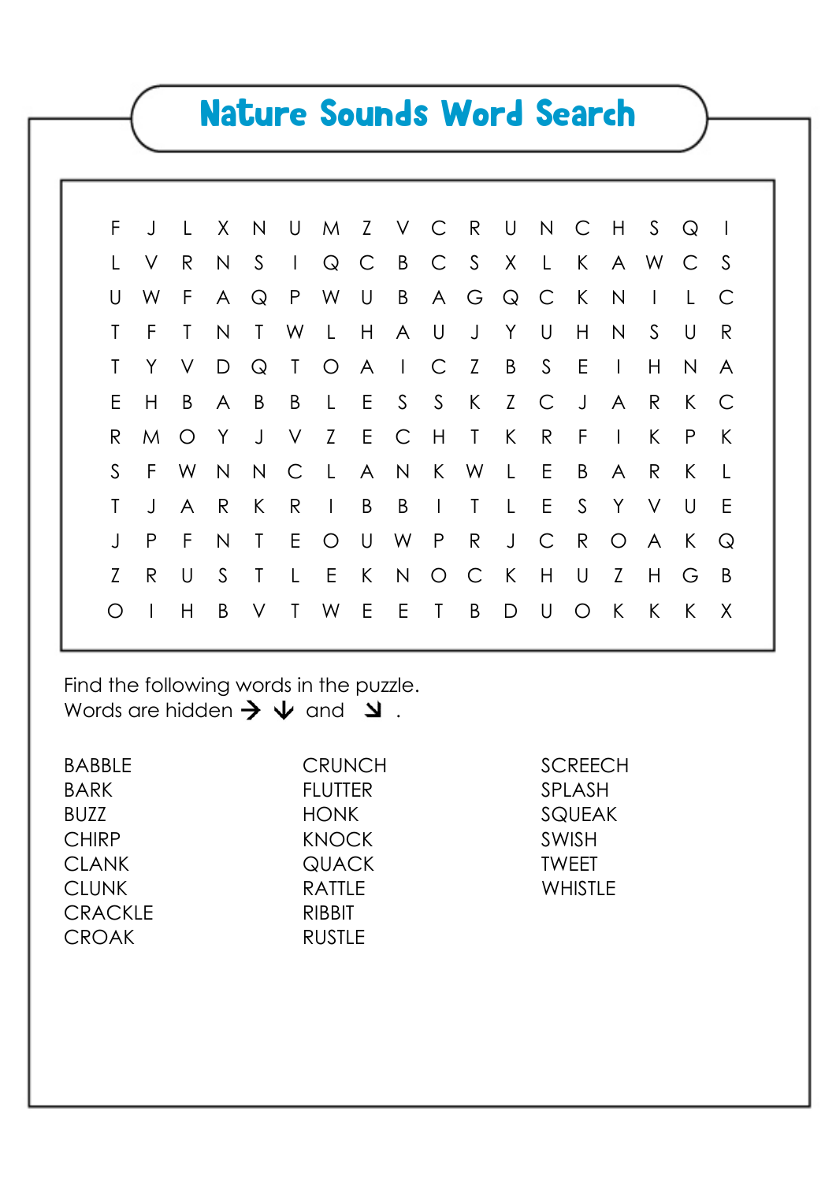# Nature Sounds Word Search

```
F J L X N U M Z V C R U N C H S Q I
L V R N S I Q C B C S X L K A W C S
U W F A Q P W U B A G Q C K N I L C
T F T N T W L H A U J Y U H N S U R
T Y V D Q T O A I C Z B S E I H N A
E H B A B B L E S S K Z C J A R K C
R M O Y J V Z E C H T K R F I K P K
S F W N N C L A N K W L E B A R K L
T J A R K R I B B I T L E S Y V U E
J P F N T E O U W P R J C R O A K Q
Z R U S T L E K N O C K H U Z H G B
O I H B V T W E E T B D U O K K K X
```

Find the following words in the puzzle.
Words are hidden → ↓ and ↘ .

- BABBLE
- BARK
- BUZZ
- CHIRP
- CLANK
- CLUNK
- CRACKLE
- CROAK
- CRUNCH
- FLUTTER
- HONK
- KNOCK
- QUACK
- RATTLE
- RIBBIT
- RUSTLE
- SCREECH
- SPLASH
- SQUEAK
- SWISH
- TWEET
- WHISTLE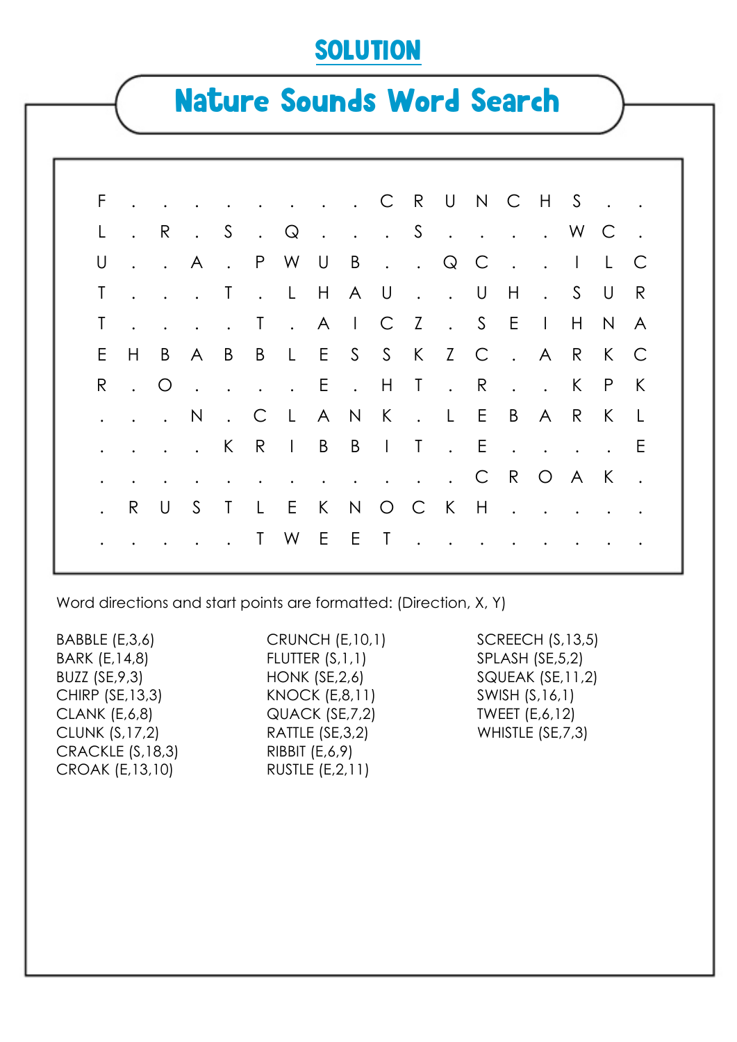## SOLUTION

# Nature Sounds Word Search

```
F . . . . . . . . C R U N C H S . .
L . R . S . Q . . . S . . . . W C .
U . . A . P W U B . . Q C . . I L C
T . . . T . L H A U . . U H . S U R
T . . . . T . A I C Z . S E I H N A
E H B A B B L E S S K Z C . A R K C
R . O . . . . E . H T . R . . K P K
. . . N . C L A N K . L E B A R K L
. . . . K R I B B I T . E . . . . E
. . . . . . . . . . . . C R O A K .
. R U S T L E K N O C K H . . . . .
. . . . . T W E E T . . . . . . . .
```

Word directions and start points are formatted: (Direction, X, Y)

BABBLE (E,3,6)
BARK (E,14,8)
BUZZ (SE,9,3)
CHIRP (SE,13,3)
CLANK (E,6,8)
CLUNK (S,17,2)
CRACKLE (S,18,3)
CROAK (E,13,10)
CRUNCH (E,10,1)
FLUTTER (S,1,1)
HONK (SE,2,6)
KNOCK (E,8,11)
QUACK (SE,7,2)
RATTLE (SE,3,2)
RIBBIT (E,6,9)
RUSTLE (E,2,11)
SCREECH (S,13,5)
SPLASH (SE,5,2)
SQUEAK (SE,11,2)
SWISH (S,16,1)
TWEET (E,6,12)
WHISTLE (SE,7,3)